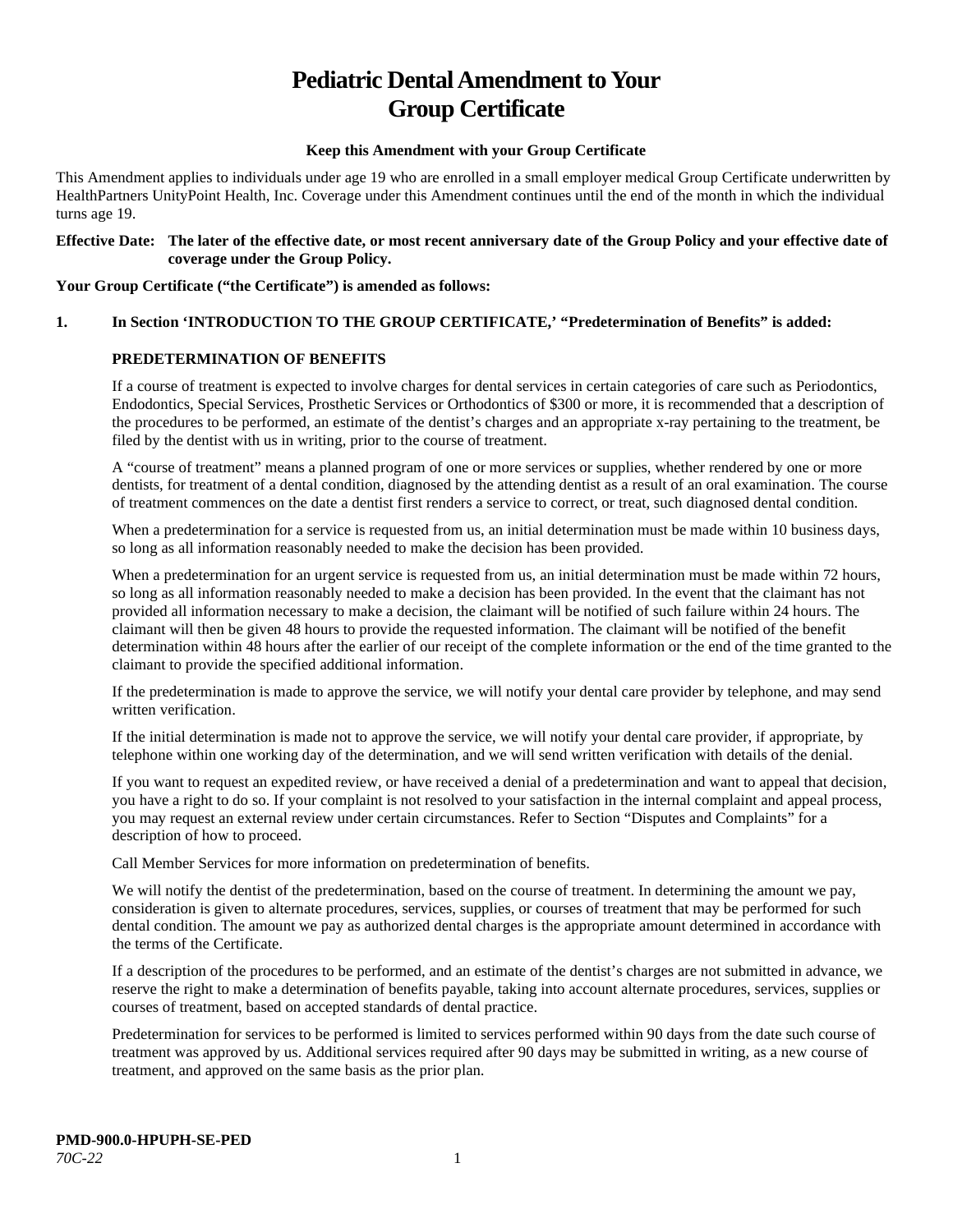# Pediatric Dental Amendment to Your Group Certificate

**Keep this Amendment with your Group Certificate**

This Amendment applies to individuals under age 19 who are enrolled in a small employer medical Group Certificate underwritten by HealthPartners UnityPoint Health, Inc. Coverage under this Amendment continues until the end of the month in which the individual turns age 19.

**Effective Date: The later of the effective date, or most recent anniversary date of the Group Policy and your effective date of coverage under the Group Policy.**

**Your Group Certificate ("the Certificate") is amended as follows:**

**1. In Section 'INTRODUCTION TO THE GROUP CERTIFICATE,' "Predetermination of Benefits" is added:**

**PREDETERMINATION OF BENEFITS**

If a course of treatment is expected to involve charges for dental services in certain categories of care such as Periodontics, Endodontics, Special Services, Prosthetic Services or Orthodontics of $300 or more, it is recommended that a description of the procedures to be performed, an estimate of the dentist's charges and an appropriate x-ray pertaining to the treatment, be filed by the dentist with us in writing, prior to the course of treatment.

A "course of treatment" means a planned program of one or more services or supplies, whether rendered by one or more dentists, for treatment of a dental condition, diagnosed by the attending dentist as a result of an oral examination. The course of treatment commences on the date a dentist first renders a service to correct, or treat, such diagnosed dental condition.

When a predetermination for a service is requested from us, an initial determination must be made within 10 business days, so long as all information reasonably needed to make the decision has been provided.

When a predetermination for an urgent service is requested from us, an initial determination must be made within 72 hours, so long as all information reasonably needed to make a decision has been provided. In the event that the claimant has not provided all information necessary to make a decision, the claimant will be notified of such failure within 24 hours. The claimant will then be given 48 hours to provide the requested information. The claimant will be notified of the benefit determination within 48 hours after the earlier of our receipt of the complete information or the end of the time granted to the claimant to provide the specified additional information.

If the predetermination is made to approve the service, we will notify your dental care provider by telephone, and may send written verification.

If the initial determination is made not to approve the service, we will notify your dental care provider, if appropriate, by telephone within one working day of the determination, and we will send written verification with details of the denial.

If you want to request an expedited review, or have received a denial of a predetermination and want to appeal that decision, you have a right to do so. If your complaint is not resolved to your satisfaction in the internal complaint and appeal process, you may request an external review under certain circumstances. Refer to Section "Disputes and Complaints" for a description of how to proceed.

Call Member Services for more information on predetermination of benefits.

We will notify the dentist of the predetermination, based on the course of treatment. In determining the amount we pay, consideration is given to alternate procedures, services, supplies, or courses of treatment that may be performed for such dental condition. The amount we pay as authorized dental charges is the appropriate amount determined in accordance with the terms of the Certificate.

If a description of the procedures to be performed, and an estimate of the dentist's charges are not submitted in advance, we reserve the right to make a determination of benefits payable, taking into account alternate procedures, services, supplies or courses of treatment, based on accepted standards of dental practice.

Predetermination for services to be performed is limited to services performed within 90 days from the date such course of treatment was approved by us. Additional services required after 90 days may be submitted in writing, as a new course of treatment, and approved on the same basis as the prior plan.

**PMD-900.0-HPUPH-SE-PED**
*70C-22*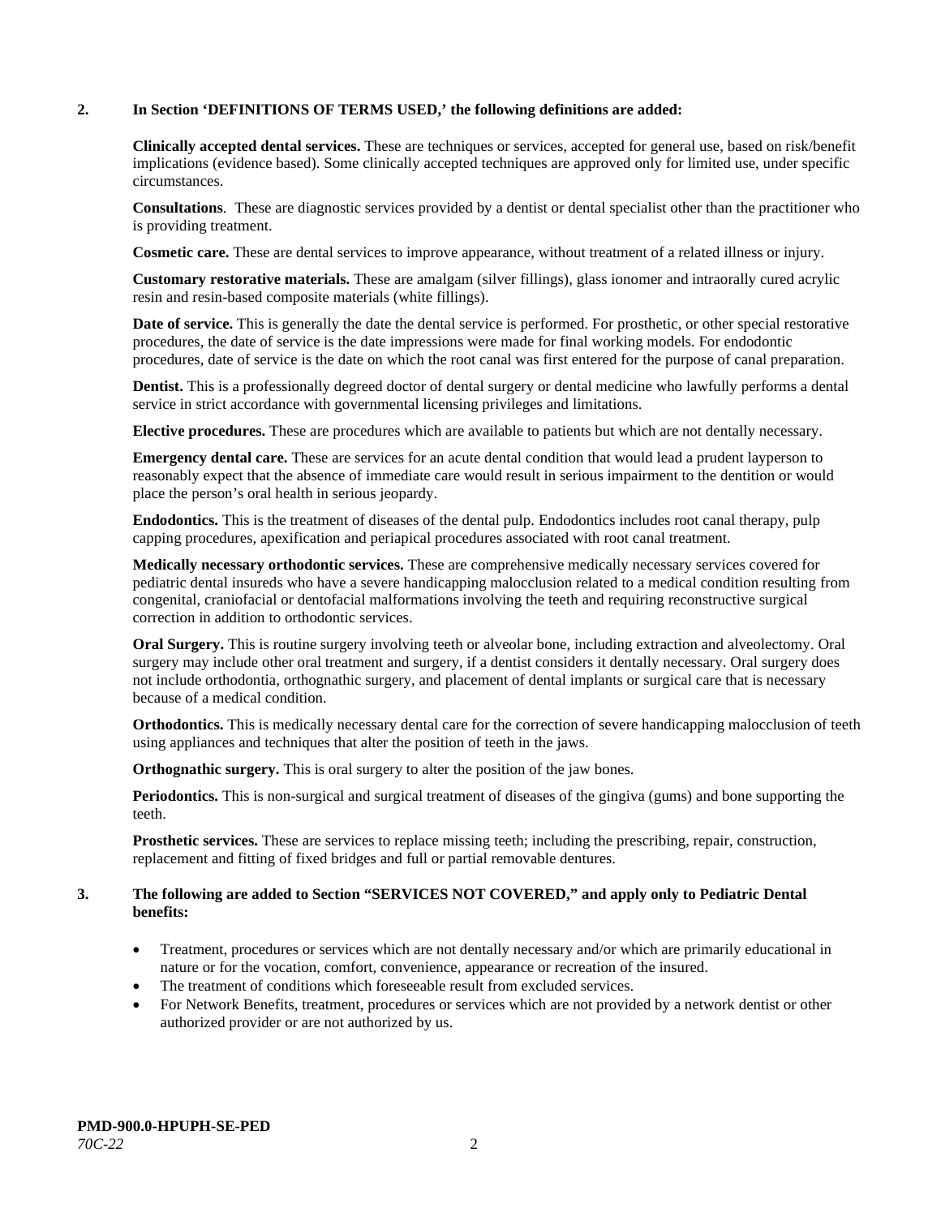**2. In Section 'DEFINITIONS OF TERMS USED,' the following definitions are added:**

**Clinically accepted dental services.** These are techniques or services, accepted for general use, based on risk/benefit implications (evidence based). Some clinically accepted techniques are approved only for limited use, under specific circumstances.

**Consultations**. These are diagnostic services provided by a dentist or dental specialist other than the practitioner who is providing treatment.

**Cosmetic care.** These are dental services to improve appearance, without treatment of a related illness or injury.

**Customary restorative materials.** These are amalgam (silver fillings), glass ionomer and intraorally cured acrylic resin and resin-based composite materials (white fillings).

**Date of service.** This is generally the date the dental service is performed. For prosthetic, or other special restorative procedures, the date of service is the date impressions were made for final working models. For endodontic procedures, date of service is the date on which the root canal was first entered for the purpose of canal preparation.

**Dentist.** This is a professionally degreed doctor of dental surgery or dental medicine who lawfully performs a dental service in strict accordance with governmental licensing privileges and limitations.

**Elective procedures.** These are procedures which are available to patients but which are not dentally necessary.

**Emergency dental care.** These are services for an acute dental condition that would lead a prudent layperson to reasonably expect that the absence of immediate care would result in serious impairment to the dentition or would place the person's oral health in serious jeopardy.

**Endodontics.** This is the treatment of diseases of the dental pulp. Endodontics includes root canal therapy, pulp capping procedures, apexification and periapical procedures associated with root canal treatment.

**Medically necessary orthodontic services.** These are comprehensive medically necessary services covered for pediatric dental insureds who have a severe handicapping malocclusion related to a medical condition resulting from congenital, craniofacial or dentofacial malformations involving the teeth and requiring reconstructive surgical correction in addition to orthodontic services.

**Oral Surgery.** This is routine surgery involving teeth or alveolar bone, including extraction and alveolectomy. Oral surgery may include other oral treatment and surgery, if a dentist considers it dentally necessary. Oral surgery does not include orthodontia, orthognathic surgery, and placement of dental implants or surgical care that is necessary because of a medical condition.

**Orthodontics.** This is medically necessary dental care for the correction of severe handicapping malocclusion of teeth using appliances and techniques that alter the position of teeth in the jaws.

**Orthognathic surgery.** This is oral surgery to alter the position of the jaw bones.

**Periodontics.** This is non-surgical and surgical treatment of diseases of the gingiva (gums) and bone supporting the teeth.

**Prosthetic services.** These are services to replace missing teeth; including the prescribing, repair, construction, replacement and fitting of fixed bridges and full or partial removable dentures.

**3. The following are added to Section "SERVICES NOT COVERED," and apply only to Pediatric Dental benefits:**

- Treatment, procedures or services which are not dentally necessary and/or which are primarily educational in nature or for the vocation, comfort, convenience, appearance or recreation of the insured.
- The treatment of conditions which foreseeable result from excluded services.
- For Network Benefits, treatment, procedures or services which are not provided by a network dentist or other authorized provider or are not authorized by us.

**PMD-900.0-HPUPH-SE-PED**
*70C-22*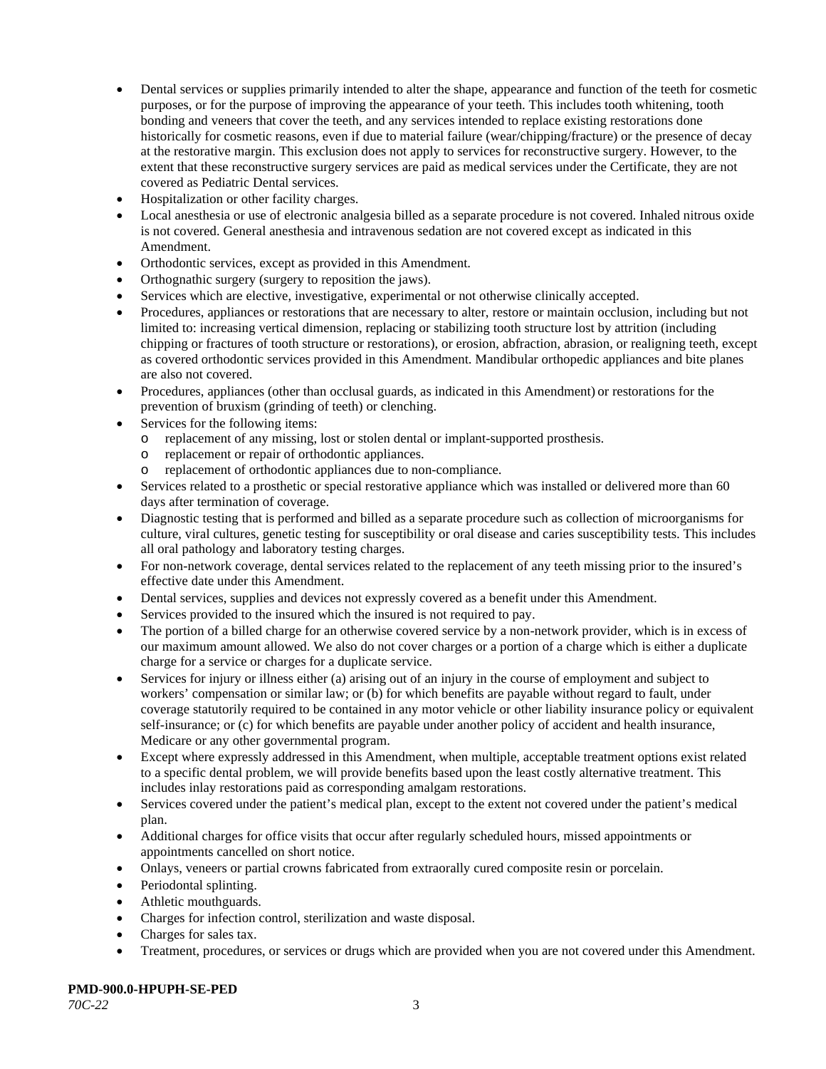- Dental services or supplies primarily intended to alter the shape, appearance and function of the teeth for cosmetic purposes, or for the purpose of improving the appearance of your teeth. This includes tooth whitening, tooth bonding and veneers that cover the teeth, and any services intended to replace existing restorations done historically for cosmetic reasons, even if due to material failure (wear/chipping/fracture) or the presence of decay at the restorative margin. This exclusion does not apply to services for reconstructive surgery. However, to the extent that these reconstructive surgery services are paid as medical services under the Certificate, they are not covered as Pediatric Dental services.
- Hospitalization or other facility charges.
- Local anesthesia or use of electronic analgesia billed as a separate procedure is not covered. Inhaled nitrous oxide is not covered. General anesthesia and intravenous sedation are not covered except as indicated in this Amendment.
- Orthodontic services, except as provided in this Amendment.
- Orthognathic surgery (surgery to reposition the jaws).
- Services which are elective, investigative, experimental or not otherwise clinically accepted.
- Procedures, appliances or restorations that are necessary to alter, restore or maintain occlusion, including but not limited to: increasing vertical dimension, replacing or stabilizing tooth structure lost by attrition (including chipping or fractures of tooth structure or restorations), or erosion, abfraction, abrasion, or realigning teeth, except as covered orthodontic services provided in this Amendment. Mandibular orthopedic appliances and bite planes are also not covered.
- Procedures, appliances (other than occlusal guards, as indicated in this Amendment) or restorations for the prevention of bruxism (grinding of teeth) or clenching.
- Services for the following items:
  - replacement of any missing, lost or stolen dental or implant-supported prosthesis.
  - replacement or repair of orthodontic appliances.
  - replacement of orthodontic appliances due to non-compliance.
- Services related to a prosthetic or special restorative appliance which was installed or delivered more than 60 days after termination of coverage.
- Diagnostic testing that is performed and billed as a separate procedure such as collection of microorganisms for culture, viral cultures, genetic testing for susceptibility or oral disease and caries susceptibility tests. This includes all oral pathology and laboratory testing charges.
- For non-network coverage, dental services related to the replacement of any teeth missing prior to the insured's effective date under this Amendment.
- Dental services, supplies and devices not expressly covered as a benefit under this Amendment.
- Services provided to the insured which the insured is not required to pay.
- The portion of a billed charge for an otherwise covered service by a non-network provider, which is in excess of our maximum amount allowed. We also do not cover charges or a portion of a charge which is either a duplicate charge for a service or charges for a duplicate service.
- Services for injury or illness either (a) arising out of an injury in the course of employment and subject to workers' compensation or similar law; or (b) for which benefits are payable without regard to fault, under coverage statutorily required to be contained in any motor vehicle or other liability insurance policy or equivalent self-insurance; or (c) for which benefits are payable under another policy of accident and health insurance, Medicare or any other governmental program.
- Except where expressly addressed in this Amendment, when multiple, acceptable treatment options exist related to a specific dental problem, we will provide benefits based upon the least costly alternative treatment. This includes inlay restorations paid as corresponding amalgam restorations.
- Services covered under the patient's medical plan, except to the extent not covered under the patient's medical plan.
- Additional charges for office visits that occur after regularly scheduled hours, missed appointments or appointments cancelled on short notice.
- Onlays, veneers or partial crowns fabricated from extraorally cured composite resin or porcelain.
- Periodontal splinting.
- Athletic mouthguards.
- Charges for infection control, sterilization and waste disposal.
- Charges for sales tax.
- Treatment, procedures, or services or drugs which are provided when you are not covered under this Amendment.

**PMD-900.0-HPUPH-SE-PED**
*70C-22*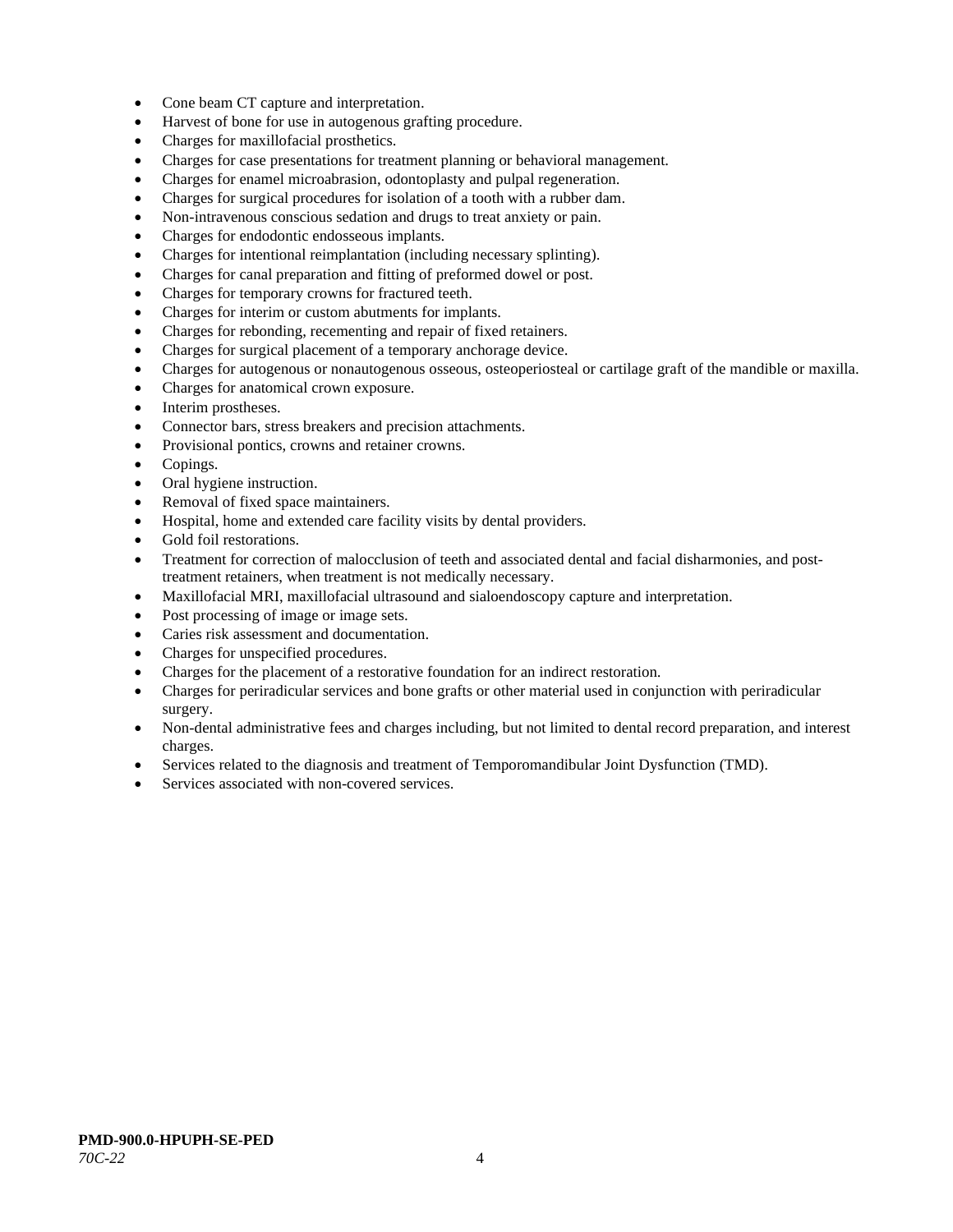- Cone beam CT capture and interpretation.
- Harvest of bone for use in autogenous grafting procedure.
- Charges for maxillofacial prosthetics.
- Charges for case presentations for treatment planning or behavioral management.
- Charges for enamel microabrasion, odontoplasty and pulpal regeneration.
- Charges for surgical procedures for isolation of a tooth with a rubber dam.
- Non-intravenous conscious sedation and drugs to treat anxiety or pain.
- Charges for endodontic endosseous implants.
- Charges for intentional reimplantation (including necessary splinting).
- Charges for canal preparation and fitting of preformed dowel or post.
- Charges for temporary crowns for fractured teeth.
- Charges for interim or custom abutments for implants.
- Charges for rebonding, recementing and repair of fixed retainers.
- Charges for surgical placement of a temporary anchorage device.
- Charges for autogenous or nonautogenous osseous, osteoperiosteal or cartilage graft of the mandible or maxilla.
- Charges for anatomical crown exposure.
- Interim prostheses.
- Connector bars, stress breakers and precision attachments.
- Provisional pontics, crowns and retainer crowns.
- Copings.
- Oral hygiene instruction.
- Removal of fixed space maintainers.
- Hospital, home and extended care facility visits by dental providers.
- Gold foil restorations.
- Treatment for correction of malocclusion of teeth and associated dental and facial disharmonies, and post-treatment retainers, when treatment is not medically necessary.
- Maxillofacial MRI, maxillofacial ultrasound and sialoendoscopy capture and interpretation.
- Post processing of image or image sets.
- Caries risk assessment and documentation.
- Charges for unspecified procedures.
- Charges for the placement of a restorative foundation for an indirect restoration.
- Charges for periradicular services and bone grafts or other material used in conjunction with periradicular surgery.
- Non-dental administrative fees and charges including, but not limited to dental record preparation, and interest charges.
- Services related to the diagnosis and treatment of Temporomandibular Joint Dysfunction (TMD).
- Services associated with non-covered services.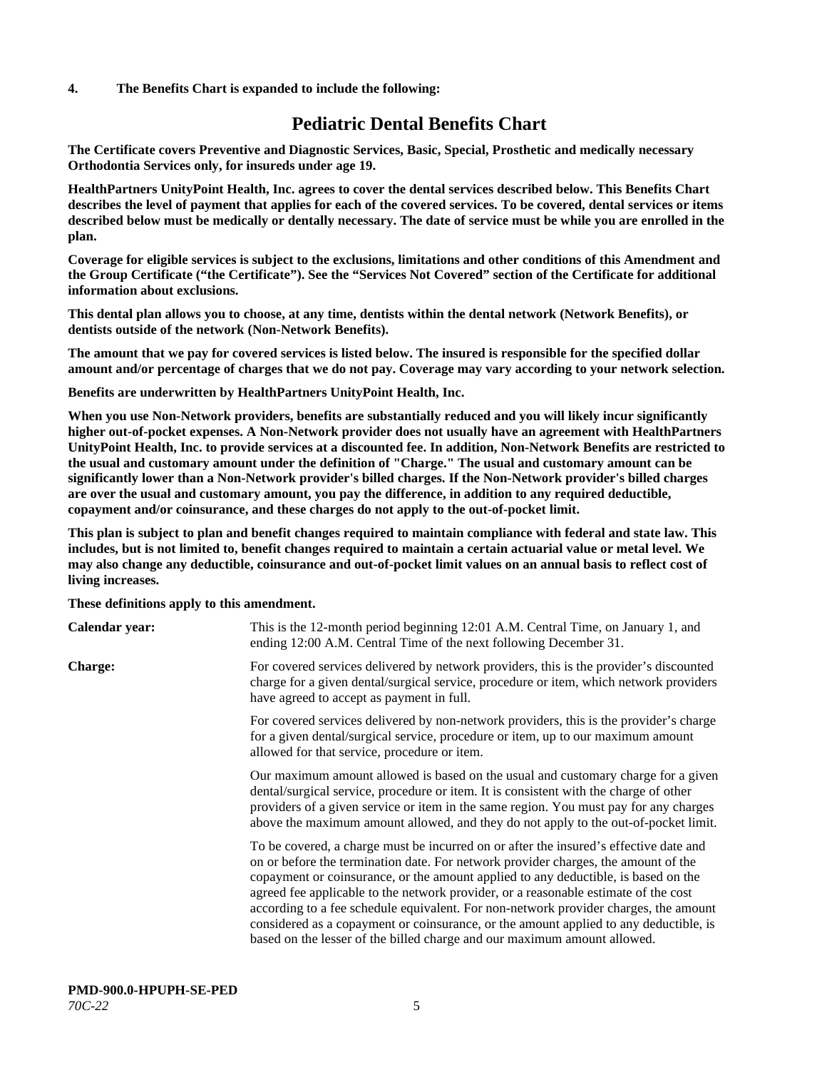**4. The Benefits Chart is expanded to include the following:**

# Pediatric Dental Benefits Chart

**The Certificate covers Preventive and Diagnostic Services, Basic, Special, Prosthetic and medically necessary Orthodontia Services only, for insureds under age 19.**

**HealthPartners UnityPoint Health, Inc. agrees to cover the dental services described below. This Benefits Chart describes the level of payment that applies for each of the covered services. To be covered, dental services or items described below must be medically or dentally necessary. The date of service must be while you are enrolled in the plan.**

**Coverage for eligible services is subject to the exclusions, limitations and other conditions of this Amendment and the Group Certificate ("the Certificate"). See the "Services Not Covered" section of the Certificate for additional information about exclusions.**

**This dental plan allows you to choose, at any time, dentists within the dental network (Network Benefits), or dentists outside of the network (Non-Network Benefits).**

**The amount that we pay for covered services is listed below. The insured is responsible for the specified dollar amount and/or percentage of charges that we do not pay. Coverage may vary according to your network selection.**

**Benefits are underwritten by HealthPartners UnityPoint Health, Inc.**

**When you use Non-Network providers, benefits are substantially reduced and you will likely incur significantly higher out-of-pocket expenses. A Non-Network provider does not usually have an agreement with HealthPartners UnityPoint Health, Inc. to provide services at a discounted fee. In addition, Non-Network Benefits are restricted to the usual and customary amount under the definition of "Charge." The usual and customary amount can be significantly lower than a Non-Network provider's billed charges. If the Non-Network provider's billed charges are over the usual and customary amount, you pay the difference, in addition to any required deductible, copayment and/or coinsurance, and these charges do not apply to the out-of-pocket limit.**

**This plan is subject to plan and benefit changes required to maintain compliance with federal and state law. This includes, but is not limited to, benefit changes required to maintain a certain actuarial value or metal level. We may also change any deductible, coinsurance and out-of-pocket limit values on an annual basis to reflect cost of living increases.**

**These definitions apply to this amendment.**

**Calendar year:** This is the 12-month period beginning 12:01 A.M. Central Time, on January 1, and ending 12:00 A.M. Central Time of the next following December 31.

**Charge:** For covered services delivered by network providers, this is the provider's discounted charge for a given dental/surgical service, procedure or item, which network providers have agreed to accept as payment in full.

For covered services delivered by non-network providers, this is the provider's charge for a given dental/surgical service, procedure or item, up to our maximum amount allowed for that service, procedure or item.

Our maximum amount allowed is based on the usual and customary charge for a given dental/surgical service, procedure or item. It is consistent with the charge of other providers of a given service or item in the same region. You must pay for any charges above the maximum amount allowed, and they do not apply to the out-of-pocket limit.

To be covered, a charge must be incurred on or after the insured's effective date and on or before the termination date. For network provider charges, the amount of the copayment or coinsurance, or the amount applied to any deductible, is based on the agreed fee applicable to the network provider, or a reasonable estimate of the cost according to a fee schedule equivalent. For non-network provider charges, the amount considered as a copayment or coinsurance, or the amount applied to any deductible, is based on the lesser of the billed charge and our maximum amount allowed.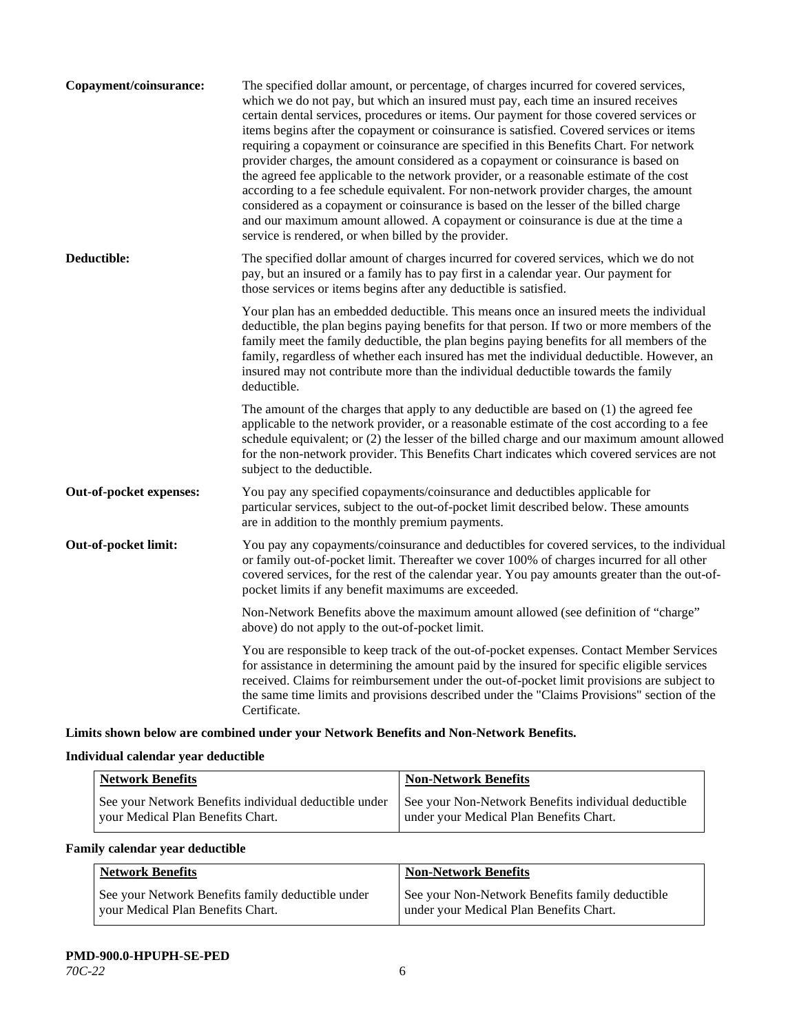**Copayment/coinsurance:** The specified dollar amount, or percentage, of charges incurred for covered services, which we do not pay, but which an insured must pay, each time an insured receives certain dental services, procedures or items. Our payment for those covered services or items begins after the copayment or coinsurance is satisfied. Covered services or items requiring a copayment or coinsurance are specified in this Benefits Chart. For network provider charges, the amount considered as a copayment or coinsurance is based on the agreed fee applicable to the network provider, or a reasonable estimate of the cost according to a fee schedule equivalent. For non-network provider charges, the amount considered as a copayment or coinsurance is based on the lesser of the billed charge and our maximum amount allowed. A copayment or coinsurance is due at the time a service is rendered, or when billed by the provider.

**Deductible:** The specified dollar amount of charges incurred for covered services, which we do not pay, but an insured or a family has to pay first in a calendar year. Our payment for those services or items begins after any deductible is satisfied.

Your plan has an embedded deductible. This means once an insured meets the individual deductible, the plan begins paying benefits for that person. If two or more members of the family meet the family deductible, the plan begins paying benefits for all members of the family, regardless of whether each insured has met the individual deductible. However, an insured may not contribute more than the individual deductible towards the family deductible.

The amount of the charges that apply to any deductible are based on (1) the agreed fee applicable to the network provider, or a reasonable estimate of the cost according to a fee schedule equivalent; or (2) the lesser of the billed charge and our maximum amount allowed for the non-network provider. This Benefits Chart indicates which covered services are not subject to the deductible.

**Out-of-pocket expenses:** You pay any specified copayments/coinsurance and deductibles applicable for particular services, subject to the out-of-pocket limit described below. These amounts are in addition to the monthly premium payments.

**Out-of-pocket limit:** You pay any copayments/coinsurance and deductibles for covered services, to the individual or family out-of-pocket limit. Thereafter we cover 100% of charges incurred for all other covered services, for the rest of the calendar year. You pay amounts greater than the out-of-pocket limits if any benefit maximums are exceeded.

Non-Network Benefits above the maximum amount allowed (see definition of "charge" above) do not apply to the out-of-pocket limit.

You are responsible to keep track of the out-of-pocket expenses. Contact Member Services for assistance in determining the amount paid by the insured for specific eligible services received. Claims for reimbursement under the out-of-pocket limit provisions are subject to the same time limits and provisions described under the "Claims Provisions" section of the Certificate.

**Limits shown below are combined under your Network Benefits and Non-Network Benefits.**

**Individual calendar year deductible**

| Network Benefits | Non-Network Benefits |
|---|---|
| See your Network Benefits individual deductible under your Medical Plan Benefits Chart. | See your Non-Network Benefits individual deductible under your Medical Plan Benefits Chart. |

**Family calendar year deductible**

| Network Benefits | Non-Network Benefits |
|---|---|
| See your Network Benefits family deductible under your Medical Plan Benefits Chart. | See your Non-Network Benefits family deductible under your Medical Plan Benefits Chart. |

**PMD-900.0-HPUPH-SE-PED**
*70C-22*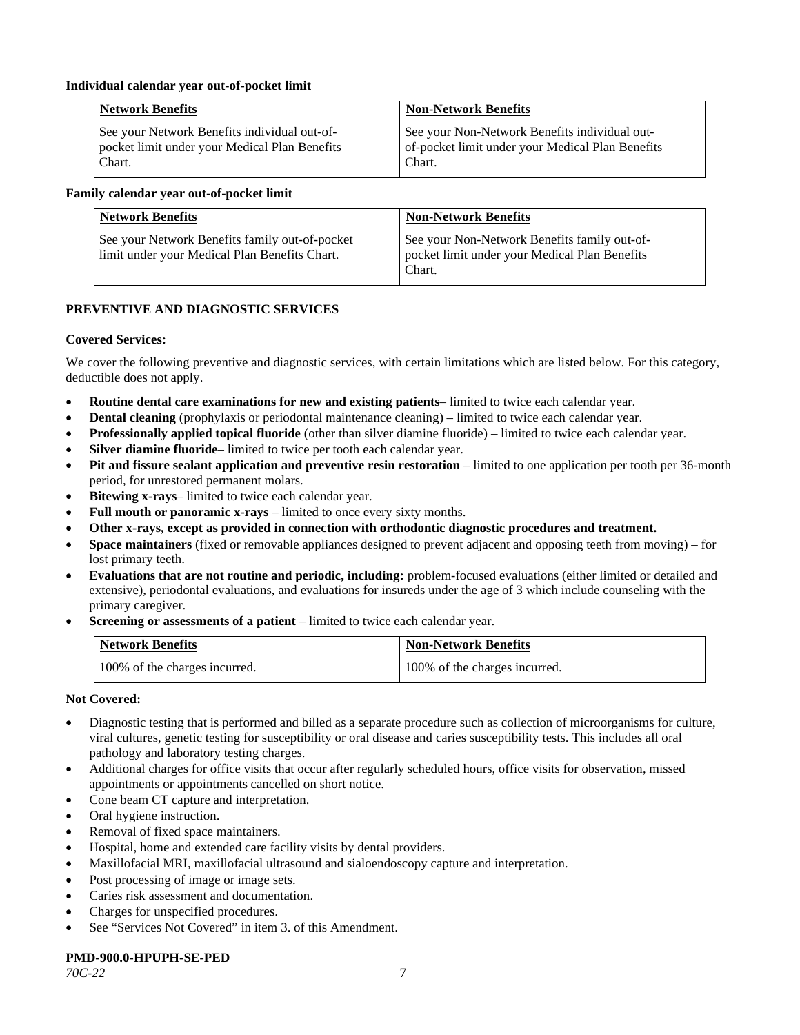**Individual calendar year out-of-pocket limit**

| Network Benefits | Non-Network Benefits |
| --- | --- |
| See your Network Benefits individual out-of-pocket limit under your Medical Plan Benefits Chart. | See your Non-Network Benefits individual out-of-pocket limit under your Medical Plan Benefits Chart. |

**Family calendar year out-of-pocket limit**

| Network Benefits | Non-Network Benefits |
| --- | --- |
| See your Network Benefits family out-of-pocket limit under your Medical Plan Benefits Chart. | See your Non-Network Benefits family out-of-pocket limit under your Medical Plan Benefits Chart. |

**PREVENTIVE AND DIAGNOSTIC SERVICES**

**Covered Services:**

We cover the following preventive and diagnostic services, with certain limitations which are listed below. For this category, deductible does not apply.

- **Routine dental care examinations for new and existing patients**– limited to twice each calendar year.
- **Dental cleaning** (prophylaxis or periodontal maintenance cleaning) – limited to twice each calendar year.
- **Professionally applied topical fluoride** (other than silver diamine fluoride) – limited to twice each calendar year.
- **Silver diamine fluoride**– limited to twice per tooth each calendar year.
- **Pit and fissure sealant application and preventive resin restoration** – limited to one application per tooth per 36-month period, for unrestored permanent molars.
- **Bitewing x-rays**– limited to twice each calendar year.
- **Full mouth or panoramic x-rays** – limited to once every sixty months.
- **Other x-rays, except as provided in connection with orthodontic diagnostic procedures and treatment.**
- **Space maintainers** (fixed or removable appliances designed to prevent adjacent and opposing teeth from moving) – for lost primary teeth.
- **Evaluations that are not routine and periodic, including:** problem-focused evaluations (either limited or detailed and extensive), periodontal evaluations, and evaluations for insureds under the age of 3 which include counseling with the primary caregiver.
- **Screening or assessments of a patient** – limited to twice each calendar year.

| Network Benefits | Non-Network Benefits |
| --- | --- |
| 100% of the charges incurred. | 100% of the charges incurred. |

**Not Covered:**

- Diagnostic testing that is performed and billed as a separate procedure such as collection of microorganisms for culture, viral cultures, genetic testing for susceptibility or oral disease and caries susceptibility tests. This includes all oral pathology and laboratory testing charges.
- Additional charges for office visits that occur after regularly scheduled hours, office visits for observation, missed appointments or appointments cancelled on short notice.
- Cone beam CT capture and interpretation.
- Oral hygiene instruction.
- Removal of fixed space maintainers.
- Hospital, home and extended care facility visits by dental providers.
- Maxillofacial MRI, maxillofacial ultrasound and sialoendoscopy capture and interpretation.
- Post processing of image or image sets.
- Caries risk assessment and documentation.
- Charges for unspecified procedures.
- See "Services Not Covered" in item 3. of this Amendment.

**PMD-900.0-HPUPH-SE-PED**
*70C-22*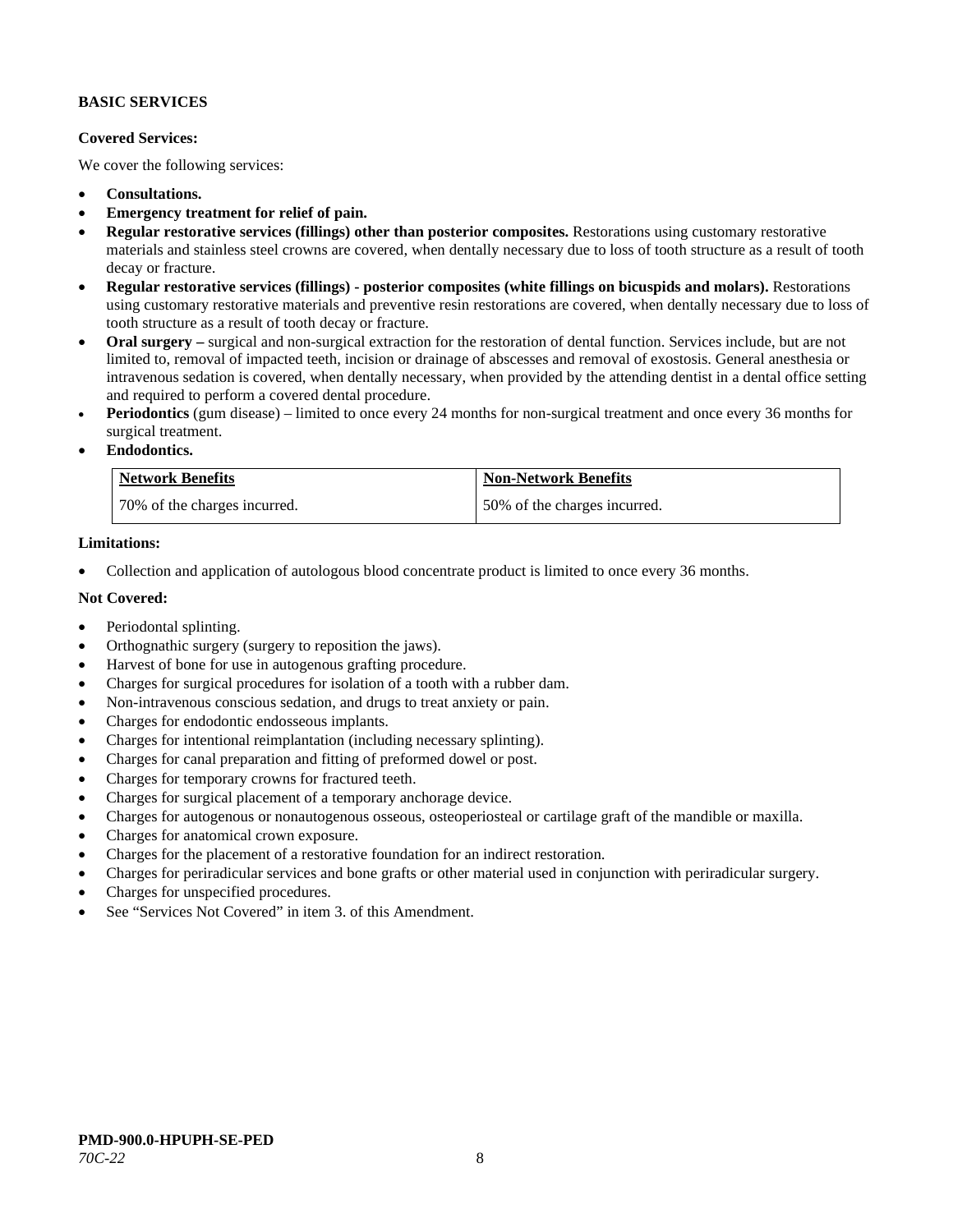**BASIC SERVICES**

**Covered Services:**

We cover the following services:

- **Consultations.**
- **Emergency treatment for relief of pain.**
- **Regular restorative services (fillings) other than posterior composites.** Restorations using customary restorative materials and stainless steel crowns are covered, when dentally necessary due to loss of tooth structure as a result of tooth decay or fracture.
- **Regular restorative services (fillings) - posterior composites (white fillings on bicuspids and molars).** Restorations using customary restorative materials and preventive resin restorations are covered, when dentally necessary due to loss of tooth structure as a result of tooth decay or fracture.
- **Oral surgery –** surgical and non-surgical extraction for the restoration of dental function. Services include, but are not limited to, removal of impacted teeth, incision or drainage of abscesses and removal of exostosis. General anesthesia or intravenous sedation is covered, when dentally necessary, when provided by the attending dentist in a dental office setting and required to perform a covered dental procedure.
- **Periodontics** (gum disease) – limited to once every 24 months for non-surgical treatment and once every 36 months for surgical treatment.
- **Endodontics.**

| Network Benefits | Non-Network Benefits |
| --- | --- |
| 70% of the charges incurred. | 50% of the charges incurred. |

**Limitations:**

- Collection and application of autologous blood concentrate product is limited to once every 36 months.

**Not Covered:**

- Periodontal splinting.
- Orthognathic surgery (surgery to reposition the jaws).
- Harvest of bone for use in autogenous grafting procedure.
- Charges for surgical procedures for isolation of a tooth with a rubber dam.
- Non-intravenous conscious sedation, and drugs to treat anxiety or pain.
- Charges for endodontic endosseous implants.
- Charges for intentional reimplantation (including necessary splinting).
- Charges for canal preparation and fitting of preformed dowel or post.
- Charges for temporary crowns for fractured teeth.
- Charges for surgical placement of a temporary anchorage device.
- Charges for autogenous or nonautogenous osseous, osteoperiosteal or cartilage graft of the mandible or maxilla.
- Charges for anatomical crown exposure.
- Charges for the placement of a restorative foundation for an indirect restoration.
- Charges for periradicular services and bone grafts or other material used in conjunction with periradicular surgery.
- Charges for unspecified procedures.
- See "Services Not Covered" in item 3. of this Amendment.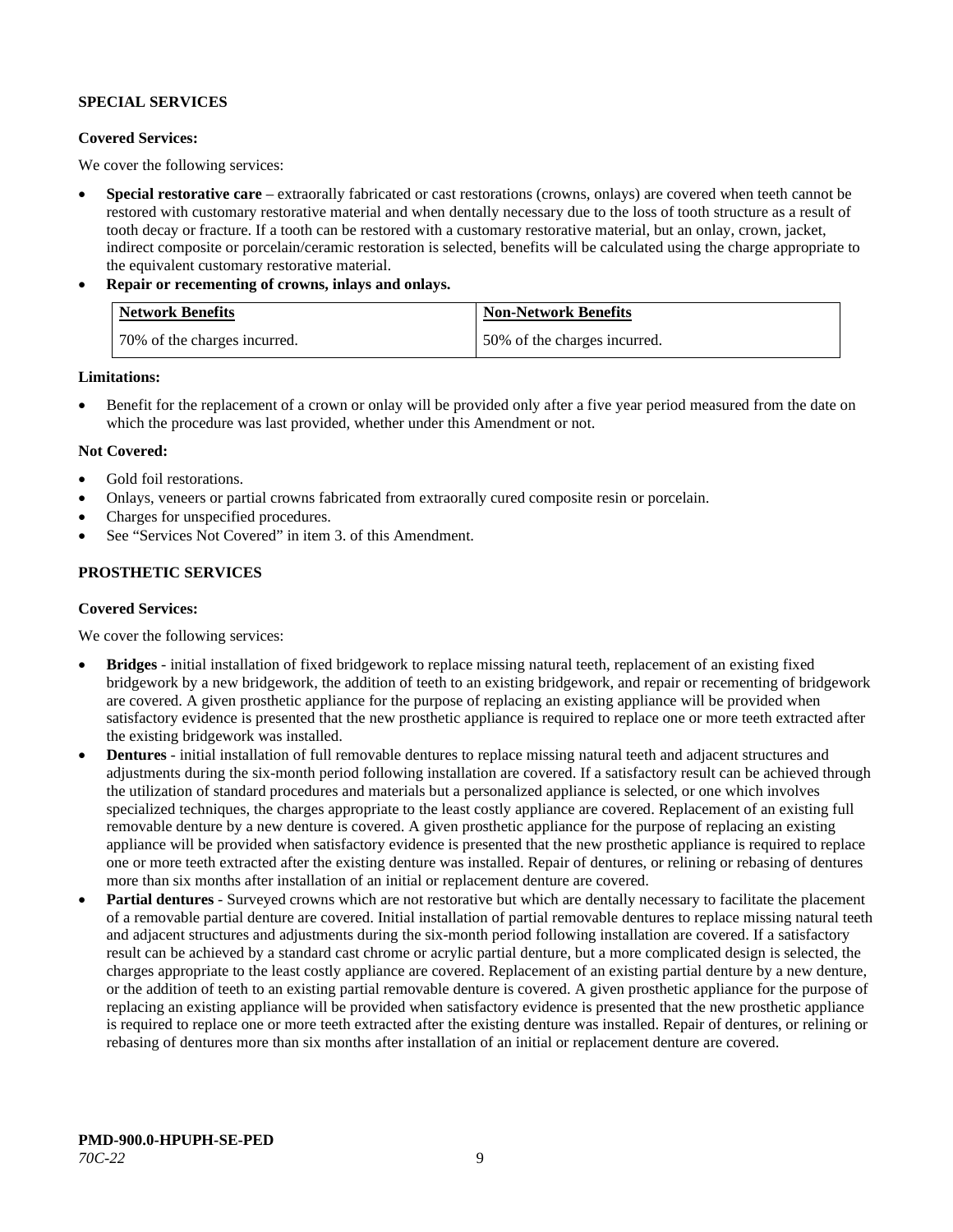**SPECIAL SERVICES**

**Covered Services:**

We cover the following services:

- **Special restorative care** – extraorally fabricated or cast restorations (crowns, onlays) are covered when teeth cannot be restored with customary restorative material and when dentally necessary due to the loss of tooth structure as a result of tooth decay or fracture. If a tooth can be restored with a customary restorative material, but an onlay, crown, jacket, indirect composite or porcelain/ceramic restoration is selected, benefits will be calculated using the charge appropriate to the equivalent customary restorative material.
- **Repair or recementing of crowns, inlays and onlays.**

| Network Benefits | Non-Network Benefits |
|---|---|
| 70% of the charges incurred. | 50% of the charges incurred. |

**Limitations:**

- Benefit for the replacement of a crown or onlay will be provided only after a five year period measured from the date on which the procedure was last provided, whether under this Amendment or not.

**Not Covered:**

- Gold foil restorations.
- Onlays, veneers or partial crowns fabricated from extraorally cured composite resin or porcelain.
- Charges for unspecified procedures.
- See "Services Not Covered" in item 3. of this Amendment.

**PROSTHETIC SERVICES**

**Covered Services:**

We cover the following services:

- **Bridges** - initial installation of fixed bridgework to replace missing natural teeth, replacement of an existing fixed bridgework by a new bridgework, the addition of teeth to an existing bridgework, and repair or recementing of bridgework are covered. A given prosthetic appliance for the purpose of replacing an existing appliance will be provided when satisfactory evidence is presented that the new prosthetic appliance is required to replace one or more teeth extracted after the existing bridgework was installed.
- **Dentures** - initial installation of full removable dentures to replace missing natural teeth and adjacent structures and adjustments during the six-month period following installation are covered. If a satisfactory result can be achieved through the utilization of standard procedures and materials but a personalized appliance is selected, or one which involves specialized techniques, the charges appropriate to the least costly appliance are covered. Replacement of an existing full removable denture by a new denture is covered. A given prosthetic appliance for the purpose of replacing an existing appliance will be provided when satisfactory evidence is presented that the new prosthetic appliance is required to replace one or more teeth extracted after the existing denture was installed. Repair of dentures, or relining or rebasing of dentures more than six months after installation of an initial or replacement denture are covered.
- **Partial dentures** - Surveyed crowns which are not restorative but which are dentally necessary to facilitate the placement of a removable partial denture are covered. Initial installation of partial removable dentures to replace missing natural teeth and adjacent structures and adjustments during the six-month period following installation are covered. If a satisfactory result can be achieved by a standard cast chrome or acrylic partial denture, but a more complicated design is selected, the charges appropriate to the least costly appliance are covered. Replacement of an existing partial denture by a new denture, or the addition of teeth to an existing partial removable denture is covered. A given prosthetic appliance for the purpose of replacing an existing appliance will be provided when satisfactory evidence is presented that the new prosthetic appliance is required to replace one or more teeth extracted after the existing denture was installed. Repair of dentures, or relining or rebasing of dentures more than six months after installation of an initial or replacement denture are covered.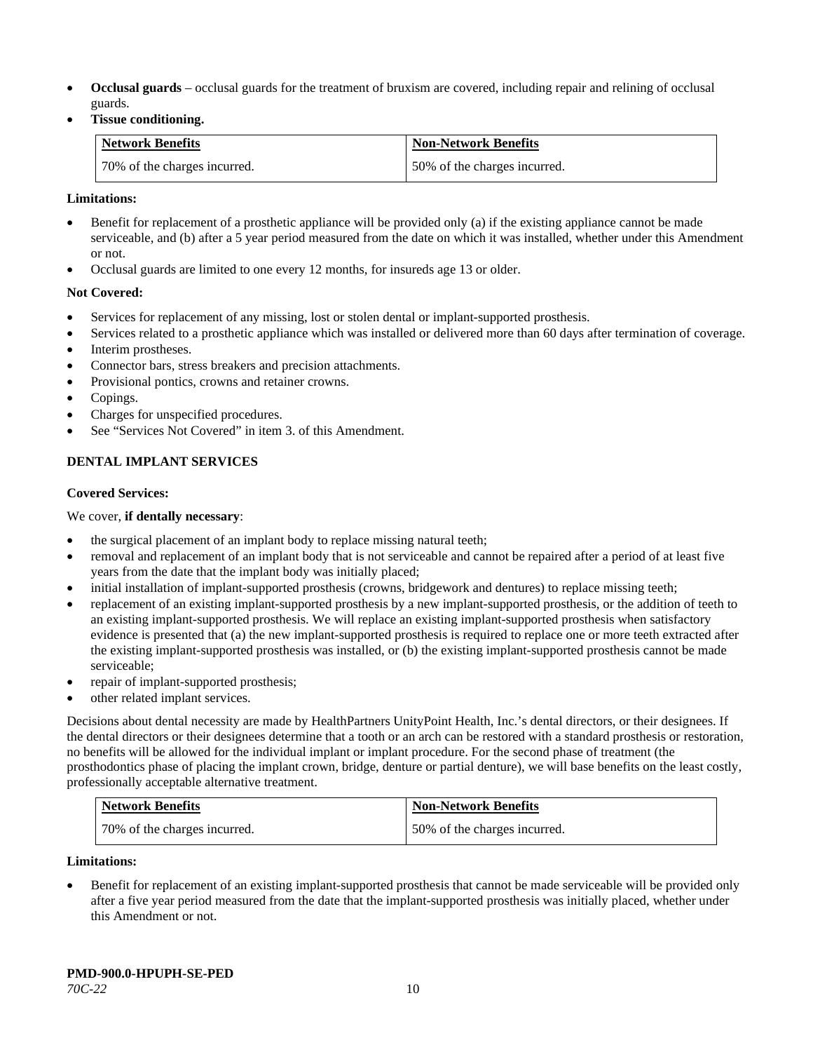- **Occlusal guards** – occlusal guards for the treatment of bruxism are covered, including repair and relining of occlusal guards.
- **Tissue conditioning.**

| Network Benefits | Non-Network Benefits |
|---|---|
| 70% of the charges incurred. | 50% of the charges incurred. |

**Limitations:**

- Benefit for replacement of a prosthetic appliance will be provided only (a) if the existing appliance cannot be made serviceable, and (b) after a 5 year period measured from the date on which it was installed, whether under this Amendment or not.
- Occlusal guards are limited to one every 12 months, for insureds age 13 or older.

**Not Covered:**

- Services for replacement of any missing, lost or stolen dental or implant-supported prosthesis.
- Services related to a prosthetic appliance which was installed or delivered more than 60 days after termination of coverage.
- Interim prostheses.
- Connector bars, stress breakers and precision attachments.
- Provisional pontics, crowns and retainer crowns.
- Copings.
- Charges for unspecified procedures.
- See "Services Not Covered" in item 3. of this Amendment.

**DENTAL IMPLANT SERVICES**

**Covered Services:**

We cover, **if dentally necessary**:

- the surgical placement of an implant body to replace missing natural teeth;
- removal and replacement of an implant body that is not serviceable and cannot be repaired after a period of at least five years from the date that the implant body was initially placed;
- initial installation of implant-supported prosthesis (crowns, bridgework and dentures) to replace missing teeth;
- replacement of an existing implant-supported prosthesis by a new implant-supported prosthesis, or the addition of teeth to an existing implant-supported prosthesis. We will replace an existing implant-supported prosthesis when satisfactory evidence is presented that (a) the new implant-supported prosthesis is required to replace one or more teeth extracted after the existing implant-supported prosthesis was installed, or (b) the existing implant-supported prosthesis cannot be made serviceable;
- repair of implant-supported prosthesis;
- other related implant services.

Decisions about dental necessity are made by HealthPartners UnityPoint Health, Inc.'s dental directors, or their designees. If the dental directors or their designees determine that a tooth or an arch can be restored with a standard prosthesis or restoration, no benefits will be allowed for the individual implant or implant procedure. For the second phase of treatment (the prosthodontics phase of placing the implant crown, bridge, denture or partial denture), we will base benefits on the least costly, professionally acceptable alternative treatment.

| Network Benefits | Non-Network Benefits |
|---|---|
| 70% of the charges incurred. | 50% of the charges incurred. |

**Limitations:**

- Benefit for replacement of an existing implant-supported prosthesis that cannot be made serviceable will be provided only after a five year period measured from the date that the implant-supported prosthesis was initially placed, whether under this Amendment or not.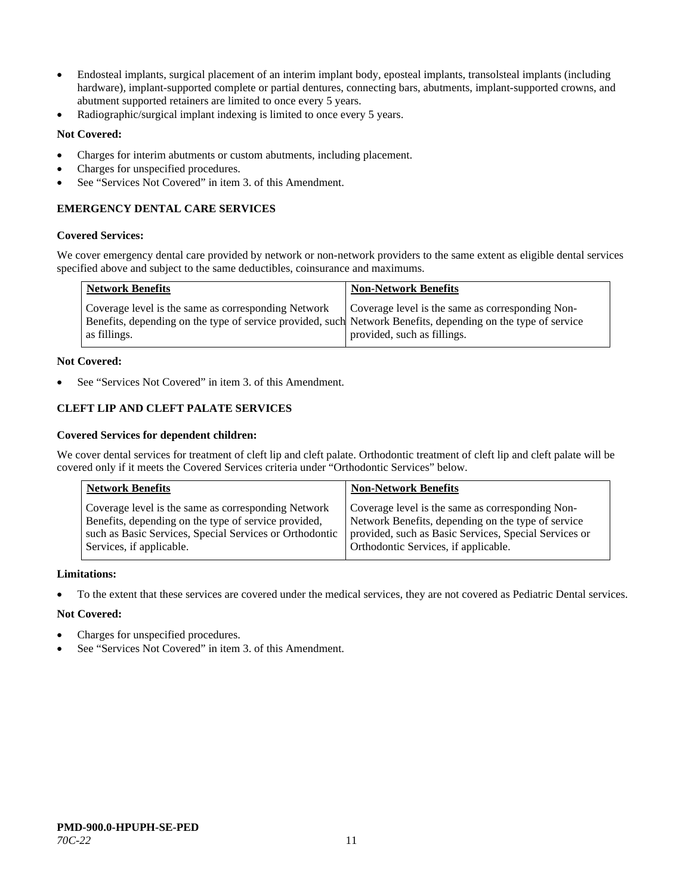- Endosteal implants, surgical placement of an interim implant body, eposteal implants, transolsteal implants (including hardware), implant-supported complete or partial dentures, connecting bars, abutments, implant-supported crowns, and abutment supported retainers are limited to once every 5 years.
- Radiographic/surgical implant indexing is limited to once every 5 years.

**Not Covered:**

- Charges for interim abutments or custom abutments, including placement.
- Charges for unspecified procedures.
- See "Services Not Covered" in item 3. of this Amendment.

### EMERGENCY DENTAL CARE SERVICES

**Covered Services:**

We cover emergency dental care provided by network or non-network providers to the same extent as eligible dental services specified above and subject to the same deductibles, coinsurance and maximums.

| Network Benefits | Non-Network Benefits |
|---|---|
| Coverage level is the same as corresponding Network Benefits, depending on the type of service provided, such as fillings. | Coverage level is the same as corresponding Non-Network Benefits, depending on the type of service provided, such as fillings. |

**Not Covered:**

- See "Services Not Covered" in item 3. of this Amendment.

### CLEFT LIP AND CLEFT PALATE SERVICES

**Covered Services for dependent children:**

We cover dental services for treatment of cleft lip and cleft palate. Orthodontic treatment of cleft lip and cleft palate will be covered only if it meets the Covered Services criteria under "Orthodontic Services" below.

| Network Benefits | Non-Network Benefits |
|---|---|
| Coverage level is the same as corresponding Network Benefits, depending on the type of service provided, such as Basic Services, Special Services or Orthodontic Services, if applicable. | Coverage level is the same as corresponding Non-Network Benefits, depending on the type of service provided, such as Basic Services, Special Services or Orthodontic Services, if applicable. |

**Limitations:**

- To the extent that these services are covered under the medical services, they are not covered as Pediatric Dental services.

**Not Covered:**

- Charges for unspecified procedures.
- See "Services Not Covered" in item 3. of this Amendment.

**PMD-900.0-HPUPH-SE-PED**
*70C-22*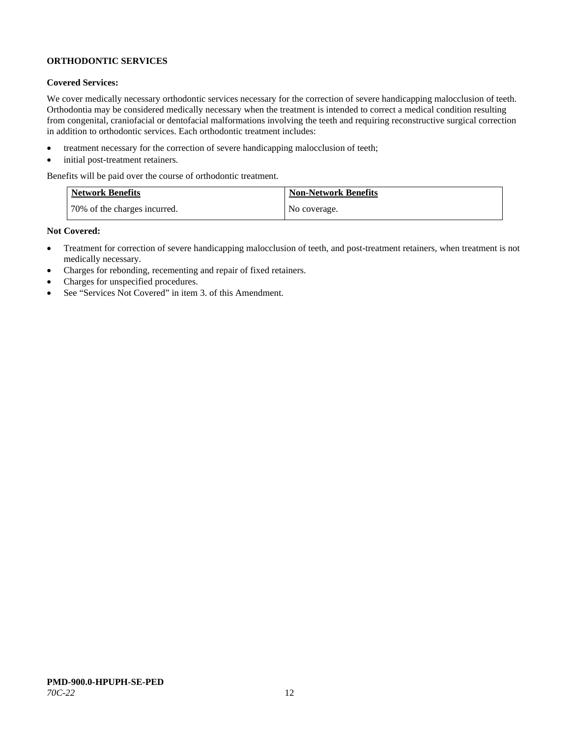**ORTHODONTIC SERVICES**

**Covered Services:**

We cover medically necessary orthodontic services necessary for the correction of severe handicapping malocclusion of teeth. Orthodontia may be considered medically necessary when the treatment is intended to correct a medical condition resulting from congenital, craniofacial or dentofacial malformations involving the teeth and requiring reconstructive surgical correction in addition to orthodontic services. Each orthodontic treatment includes:

- treatment necessary for the correction of severe handicapping malocclusion of teeth;
- initial post-treatment retainers.

Benefits will be paid over the course of orthodontic treatment.

| Network Benefits | Non-Network Benefits |
|---|---|
| 70% of the charges incurred. | No coverage. |

**Not Covered:**

- Treatment for correction of severe handicapping malocclusion of teeth, and post-treatment retainers, when treatment is not medically necessary.
- Charges for rebonding, recementing and repair of fixed retainers.
- Charges for unspecified procedures.
- See "Services Not Covered" in item 3. of this Amendment.

**PMD-900.0-HPUPH-SE-PED**
*70C-22*